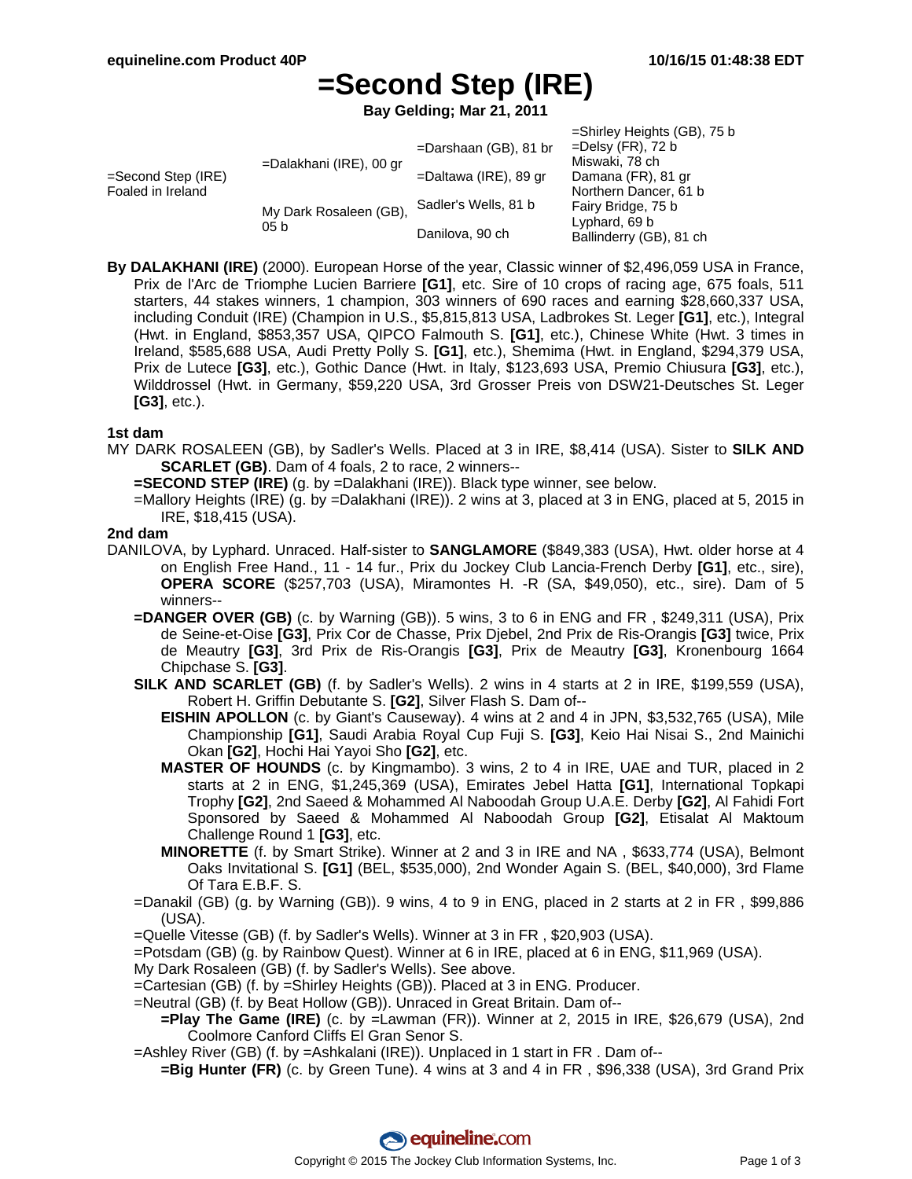# =Second Step (IRE)

**Bay Gelding; Mar 21, 2011**

| | | | |
|---|---|---|---|
| =Second Step (IRE) Foaled in Ireland | =Dalakhani (IRE), 00 gr | =Darshaan (GB), 81 br | =Shirley Heights (GB), 75 b |
| | | | =Delsy (FR), 72 b |
| | | =Daltawa (IRE), 89 gr | Miswaki, 78 ch |
| | | | Damana (FR), 81 gr |
| | My Dark Rosaleen (GB), 05 b | Sadler's Wells, 81 b | Northern Dancer, 61 b |
| | | | Fairy Bridge, 75 b |
| | | Danilova, 90 ch | Lyphard, 69 b |
| | | | Ballinderry (GB), 81 ch |

**By DALAKHANI (IRE)** (2000). European Horse of the year, Classic winner of $2,496,059 USA in France, Prix de l'Arc de Triomphe Lucien Barriere **[G1]**, etc. Sire of 10 crops of racing age, 675 foals, 511 starters, 44 stakes winners, 1 champion, 303 winners of 690 races and earning $28,660,337 USA, including Conduit (IRE) (Champion in U.S., $5,815,813 USA, Ladbrokes St. Leger **[G1]**, etc.), Integral (Hwt. in England, $853,357 USA, QIPCO Falmouth S. **[G1]**, etc.), Chinese White (Hwt. 3 times in Ireland, $585,688 USA, Audi Pretty Polly S. **[G1]**, etc.), Shemima (Hwt. in England, $294,379 USA, Prix de Lutece **[G3]**, etc.), Gothic Dance (Hwt. in Italy, $123,693 USA, Premio Chiusura **[G3]**, etc.), Wilddrossel (Hwt. in Germany, $59,220 USA, 3rd Grosser Preis von DSW21-Deutsches St. Leger **[G3]**, etc.).

**1st dam**

MY DARK ROSALEEN (GB), by Sadler's Wells. Placed at 3 in IRE, $8,414 (USA). Sister to **SILK AND SCARLET (GB)**. Dam of 4 foals, 2 to race, 2 winners--

- **=SECOND STEP (IRE)** (g. by =Dalakhani (IRE)). Black type winner, see below.
- =Mallory Heights (IRE) (g. by =Dalakhani (IRE)). 2 wins at 3, placed at 3 in ENG, placed at 5, 2015 in IRE, $18,415 (USA).

**2nd dam**

DANILOVA, by Lyphard. Unraced. Half-sister to **SANGLAMORE** ($849,383 (USA), Hwt. older horse at 4 on English Free Hand., 11 - 14 fur., Prix du Jockey Club Lancia-French Derby **[G1]**, etc., sire), **OPERA SCORE** ($257,703 (USA), Miramontes H. -R (SA, $49,050), etc., sire). Dam of 5 winners--

- **=DANGER OVER (GB)** (c. by Warning (GB)). 5 wins, 3 to 6 in ENG and FR , $249,311 (USA), Prix de Seine-et-Oise **[G3]**, Prix Cor de Chasse, Prix Djebel, 2nd Prix de Ris-Orangis **[G3]** twice, Prix de Meautry **[G3]**, 3rd Prix de Ris-Orangis **[G3]**, Prix de Meautry **[G3]**, Kronenbourg 1664 Chipchase S. **[G3]**.
- **SILK AND SCARLET (GB)** (f. by Sadler's Wells). 2 wins in 4 starts at 2 in IRE, $199,559 (USA), Robert H. Griffin Debutante S. **[G2]**, Silver Flash S. Dam of--
  - **EISHIN APOLLON** (c. by Giant's Causeway). 4 wins at 2 and 4 in JPN, $3,532,765 (USA), Mile Championship **[G1]**, Saudi Arabia Royal Cup Fuji S. **[G3]**, Keio Hai Nisai S., 2nd Mainichi Okan **[G2]**, Hochi Hai Yayoi Sho **[G2]**, etc.
  - **MASTER OF HOUNDS** (c. by Kingmambo). 3 wins, 2 to 4 in IRE, UAE and TUR, placed in 2 starts at 2 in ENG, $1,245,369 (USA), Emirates Jebel Hatta **[G1]**, International Topkapi Trophy **[G2]**, 2nd Saeed & Mohammed Al Naboodah Group U.A.E. Derby **[G2]**, Al Fahidi Fort Sponsored by Saeed & Mohammed Al Naboodah Group **[G2]**, Etisalat Al Maktoum Challenge Round 1 **[G3]**, etc.
  - **MINORETTE** (f. by Smart Strike). Winner at 2 and 3 in IRE and NA , $633,774 (USA), Belmont Oaks Invitational S. **[G1]** (BEL, $535,000), 2nd Wonder Again S. (BEL, $40,000), 3rd Flame Of Tara E.B.F. S.
- =Danakil (GB) (g. by Warning (GB)). 9 wins, 4 to 9 in ENG, placed in 2 starts at 2 in FR , $99,886 (USA).
- =Quelle Vitesse (GB) (f. by Sadler's Wells). Winner at 3 in FR , $20,903 (USA).
- =Potsdam (GB) (g. by Rainbow Quest). Winner at 6 in IRE, placed at 6 in ENG, $11,969 (USA).
- My Dark Rosaleen (GB) (f. by Sadler's Wells). See above.
- =Cartesian (GB) (f. by =Shirley Heights (GB)). Placed at 3 in ENG. Producer.
- =Neutral (GB) (f. by Beat Hollow (GB)). Unraced in Great Britain. Dam of--
  - **=Play The Game (IRE)** (c. by =Lawman (FR)). Winner at 2, 2015 in IRE, $26,679 (USA), 2nd Coolmore Canford Cliffs El Gran Senor S.
- =Ashley River (GB) (f. by =Ashkalani (IRE)). Unplaced in 1 start in FR . Dam of--
  - **=Big Hunter (FR)** (c. by Green Tune). 4 wins at 3 and 4 in FR , $96,338 (USA), 3rd Grand Prix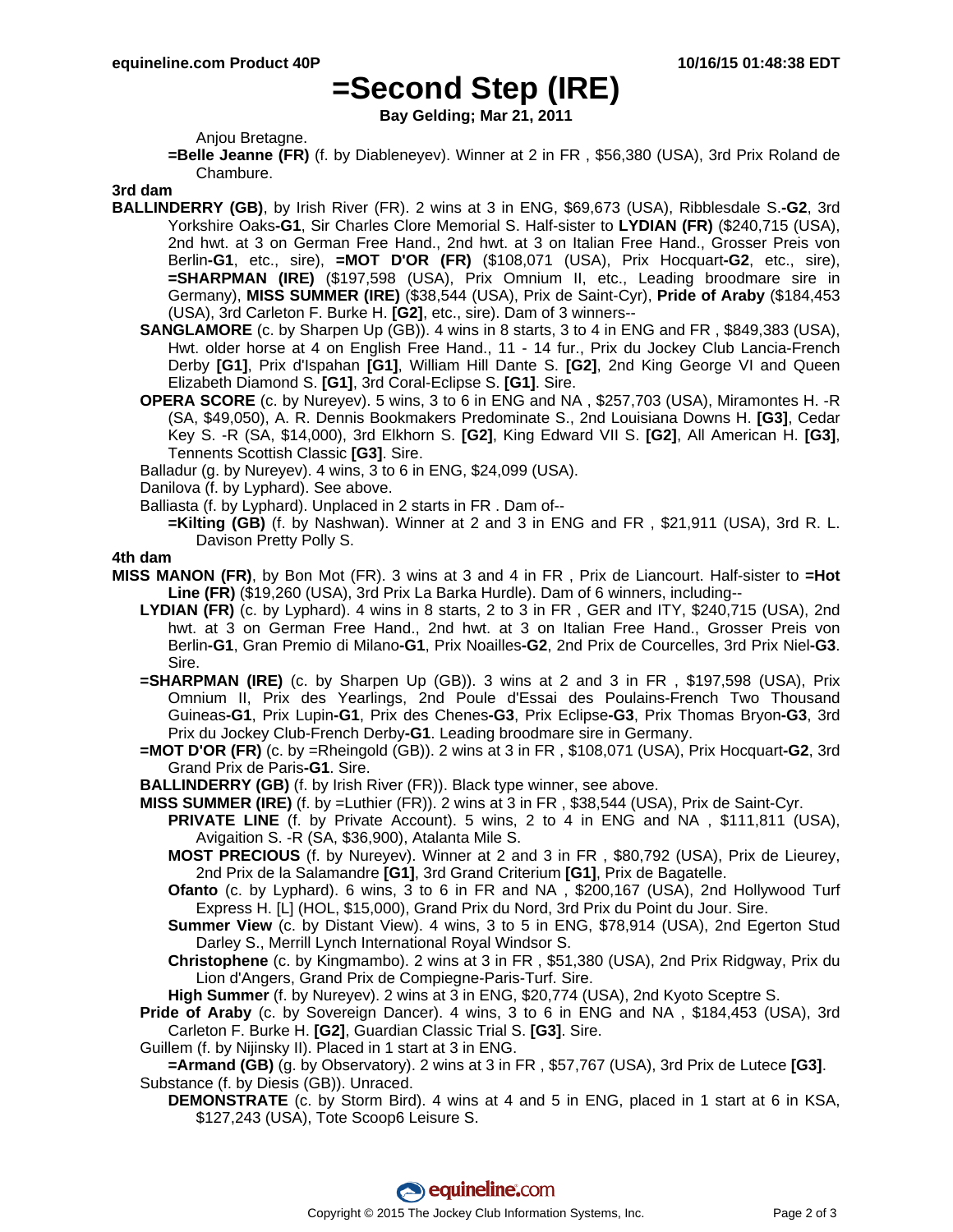# =Second Step (IRE)

**Bay Gelding; Mar 21, 2011**

Anjou Bretagne.

**=Belle Jeanne (FR)** (f. by Diableneyev). Winner at 2 in FR , $56,380 (USA), 3rd Prix Roland de Chambure.

**3rd dam**

**BALLINDERRY (GB)**, by Irish River (FR). 2 wins at 3 in ENG, $69,673 (USA), Ribblesdale S.**-G2**, 3rd Yorkshire Oaks**-G1**, Sir Charles Clore Memorial S. Half-sister to **LYDIAN (FR)** ($240,715 (USA), 2nd hwt. at 3 on German Free Hand., 2nd hwt. at 3 on Italian Free Hand., Grosser Preis von Berlin**-G1**, etc., sire), **=MOT D'OR (FR)** ($108,071 (USA), Prix Hocquart**-G2**, etc., sire), **=SHARPMAN (IRE)** ($197,598 (USA), Prix Omnium II, etc., Leading broodmare sire in Germany), **MISS SUMMER (IRE)** ($38,544 (USA), Prix de Saint-Cyr), **Pride of Araby** ($184,453 (USA), 3rd Carleton F. Burke H. **[G2]**, etc., sire). Dam of 3 winners--

**SANGLAMORE** (c. by Sharpen Up (GB)). 4 wins in 8 starts, 3 to 4 in ENG and FR , $849,383 (USA), Hwt. older horse at 4 on English Free Hand., 11 - 14 fur., Prix du Jockey Club Lancia-French Derby **[G1]**, Prix d'Ispahan **[G1]**, William Hill Dante S. **[G2]**, 2nd King George VI and Queen Elizabeth Diamond S. **[G1]**, 3rd Coral-Eclipse S. **[G1]**. Sire.

**OPERA SCORE** (c. by Nureyev). 5 wins, 3 to 6 in ENG and NA , $257,703 (USA), Miramontes H. -R (SA, $49,050), A. R. Dennis Bookmakers Predominate S., 2nd Louisiana Downs H. **[G3]**, Cedar Key S. -R (SA, $14,000), 3rd Elkhorn S. **[G2]**, King Edward VII S. **[G2]**, All American H. **[G3]**, Tennents Scottish Classic **[G3]**. Sire.

Balladur (g. by Nureyev). 4 wins, 3 to 6 in ENG, $24,099 (USA).

Danilova (f. by Lyphard). See above.

Balliasta (f. by Lyphard). Unplaced in 2 starts in FR . Dam of--

**=Kilting (GB)** (f. by Nashwan). Winner at 2 and 3 in ENG and FR , $21,911 (USA), 3rd R. L. Davison Pretty Polly S.

**4th dam**

**MISS MANON (FR)**, by Bon Mot (FR). 3 wins at 3 and 4 in FR , Prix de Liancourt. Half-sister to **=Hot Line (FR)** ($19,260 (USA), 3rd Prix La Barka Hurdle). Dam of 6 winners, including--

**LYDIAN (FR)** (c. by Lyphard). 4 wins in 8 starts, 2 to 3 in FR , GER and ITY, $240,715 (USA), 2nd hwt. at 3 on German Free Hand., 2nd hwt. at 3 on Italian Free Hand., Grosser Preis von Berlin**-G1**, Gran Premio di Milano**-G1**, Prix Noailles**-G2**, 2nd Prix de Courcelles, 3rd Prix Niel**-G3**. Sire.

**=SHARPMAN (IRE)** (c. by Sharpen Up (GB)). 3 wins at 2 and 3 in FR , $197,598 (USA), Prix Omnium II, Prix des Yearlings, 2nd Poule d'Essai des Poulains-French Two Thousand Guineas**-G1**, Prix Lupin**-G1**, Prix des Chenes**-G3**, Prix Eclipse**-G3**, Prix Thomas Bryon**-G3**, 3rd Prix du Jockey Club-French Derby**-G1**. Leading broodmare sire in Germany.

**=MOT D'OR (FR)** (c. by =Rheingold (GB)). 2 wins at 3 in FR , $108,071 (USA), Prix Hocquart**-G2**, 3rd Grand Prix de Paris**-G1**. Sire.

**BALLINDERRY (GB)** (f. by Irish River (FR)). Black type winner, see above.

**MISS SUMMER (IRE)** (f. by =Luthier (FR)). 2 wins at 3 in FR , $38,544 (USA), Prix de Saint-Cyr.

**PRIVATE LINE** (f. by Private Account). 5 wins, 2 to 4 in ENG and NA , $111,811 (USA), Avigaition S. -R (SA, $36,900), Atalanta Mile S.

**MOST PRECIOUS** (f. by Nureyev). Winner at 2 and 3 in FR , $80,792 (USA), Prix de Lieurey, 2nd Prix de la Salamandre **[G1]**, 3rd Grand Criterium **[G1]**, Prix de Bagatelle.

**Ofanto** (c. by Lyphard). 6 wins, 3 to 6 in FR and NA , $200,167 (USA), 2nd Hollywood Turf Express H. [L] (HOL, $15,000), Grand Prix du Nord, 3rd Prix du Point du Jour. Sire.

**Summer View** (c. by Distant View). 4 wins, 3 to 5 in ENG, $78,914 (USA), 2nd Egerton Stud Darley S., Merrill Lynch International Royal Windsor S.

**Christophene** (c. by Kingmambo). 2 wins at 3 in FR , $51,380 (USA), 2nd Prix Ridgway, Prix du Lion d'Angers, Grand Prix de Compiegne-Paris-Turf. Sire.

**High Summer** (f. by Nureyev). 2 wins at 3 in ENG, $20,774 (USA), 2nd Kyoto Sceptre S.

**Pride of Araby** (c. by Sovereign Dancer). 4 wins, 3 to 6 in ENG and NA , $184,453 (USA), 3rd Carleton F. Burke H. **[G2]**, Guardian Classic Trial S. **[G3]**. Sire.

Guillem (f. by Nijinsky II). Placed in 1 start at 3 in ENG.

**=Armand (GB)** (g. by Observatory). 2 wins at 3 in FR , $57,767 (USA), 3rd Prix de Lutece **[G3]**.

Substance (f. by Diesis (GB)). Unraced.

**DEMONSTRATE** (c. by Storm Bird). 4 wins at 4 and 5 in ENG, placed in 1 start at 6 in KSA, $127,243 (USA), Tote Scoop6 Leisure S.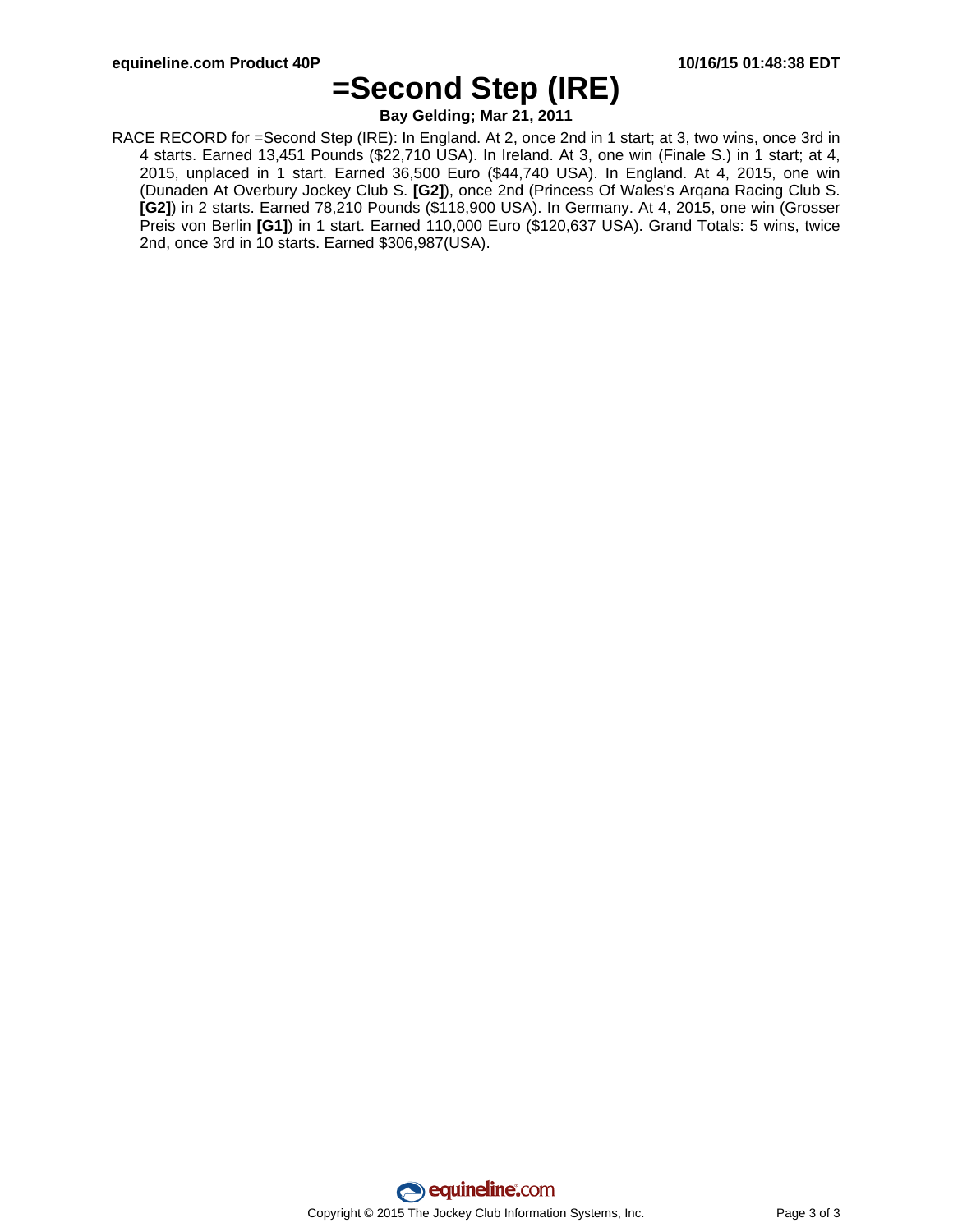# =Second Step (IRE)

**Bay Gelding; Mar 21, 2011**

RACE RECORD for =Second Step (IRE): In England. At 2, once 2nd in 1 start; at 3, two wins, once 3rd in 4 starts. Earned 13,451 Pounds ($22,710 USA). In Ireland. At 3, one win (Finale S.) in 1 start; at 4, 2015, unplaced in 1 start. Earned 36,500 Euro ($44,740 USA). In England. At 4, 2015, one win (Dunaden At Overbury Jockey Club S. **[G2]**), once 2nd (Princess Of Wales's Arqana Racing Club S. **[G2]**) in 2 starts. Earned 78,210 Pounds ($118,900 USA). In Germany. At 4, 2015, one win (Grosser Preis von Berlin **[G1]**) in 1 start. Earned 110,000 Euro ($120,637 USA). Grand Totals: 5 wins, twice 2nd, once 3rd in 10 starts. Earned $306,987(USA).